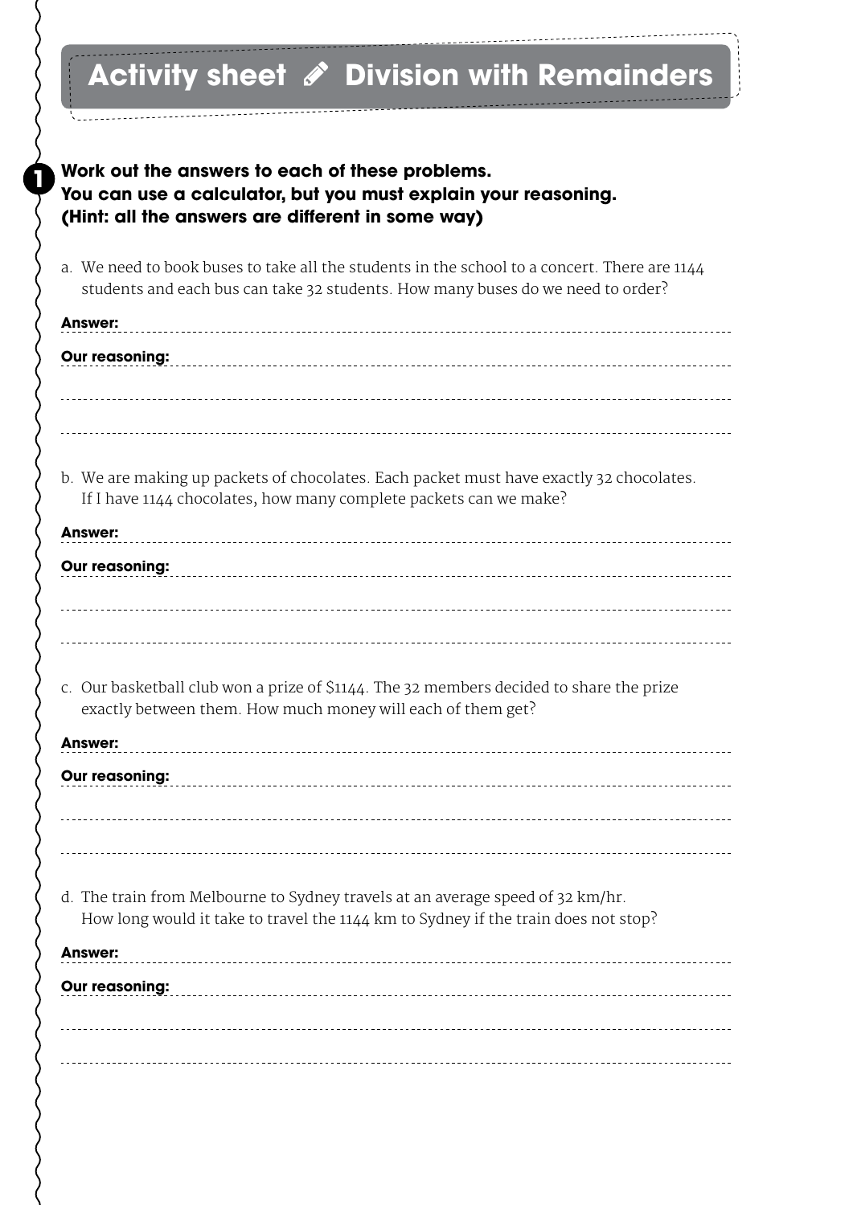# Activity sheet ✐ Division with Remainders

## 1 Work out the answers to each of these problems.
**You can use a calculator, but you must explain your reasoning.**
**(Hint: all the answers are different in some way)**

a. We need to book buses to take all the students in the school to a concert. There are 1144 students and each bus can take 32 students. How many buses do we need to order?

**Answer:**

**Our reasoning:**

b. We are making up packets of chocolates. Each packet must have exactly 32 chocolates. If I have 1144 chocolates, how many complete packets can we make?

**Answer:**

**Our reasoning:**

c. Our basketball club won a prize of $1144. The 32 members decided to share the prize exactly between them. How much money will each of them get?

**Answer:**

**Our reasoning:**

d. The train from Melbourne to Sydney travels at an average speed of 32 km/hr. How long would it take to travel the 1144 km to Sydney if the train does not stop?

**Answer:**

**Our reasoning:**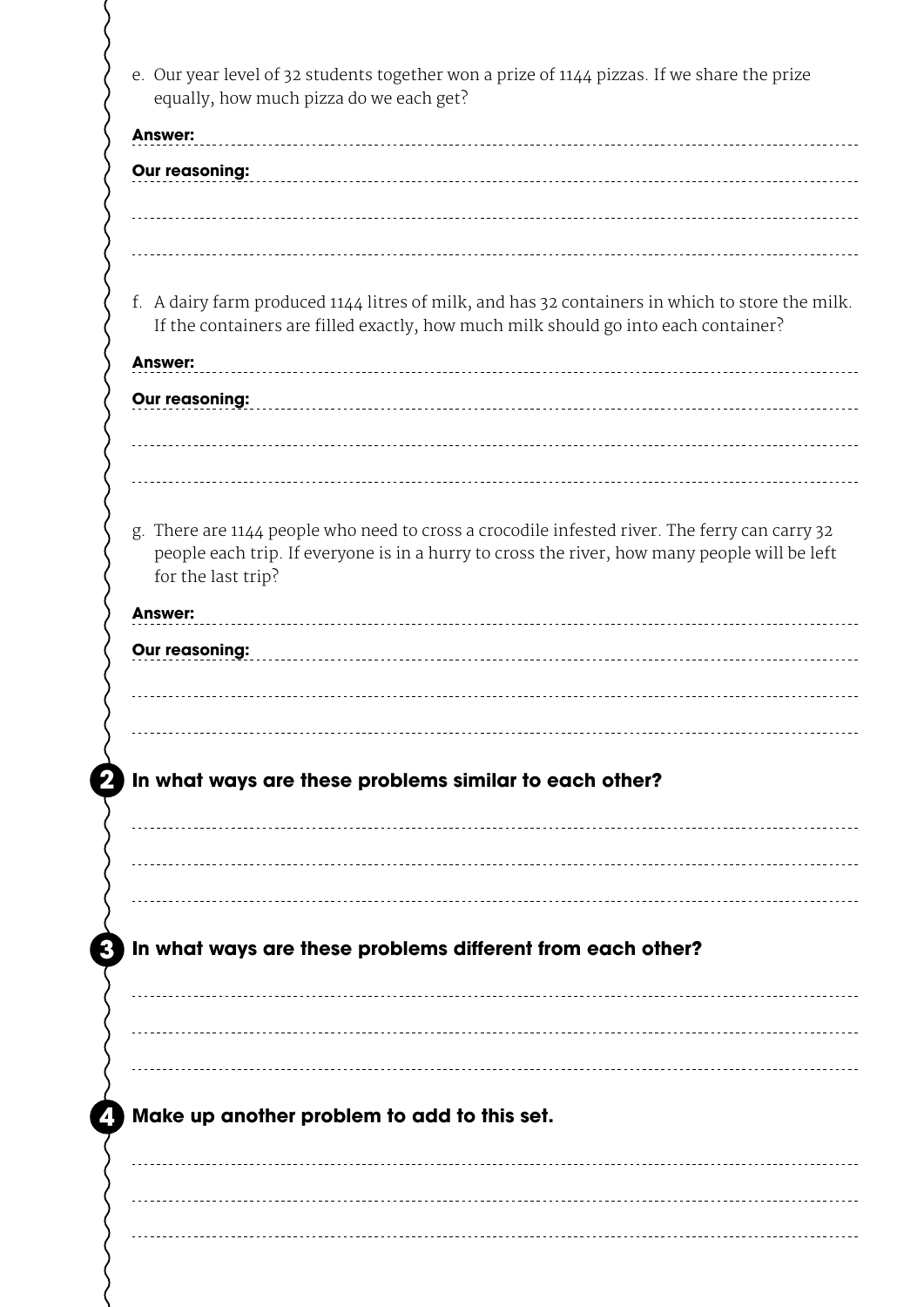e. Our year level of 32 students together won a prize of 1144 pizzas. If we share the prize equally, how much pizza do we each get?

**Answer:**

**Our reasoning:**

f. A dairy farm produced 1144 litres of milk, and has 32 containers in which to store the milk. If the containers are filled exactly, how much milk should go into each container?

**Answer:**

**Our reasoning:**

g. There are 1144 people who need to cross a crocodile infested river. The ferry can carry 32 people each trip. If everyone is in a hurry to cross the river, how many people will be left for the last trip?

**Answer:**

**Our reasoning:**

**2 In what ways are these problems similar to each other?**

**3 In what ways are these problems different from each other?**

**4 Make up another problem to add to this set.**